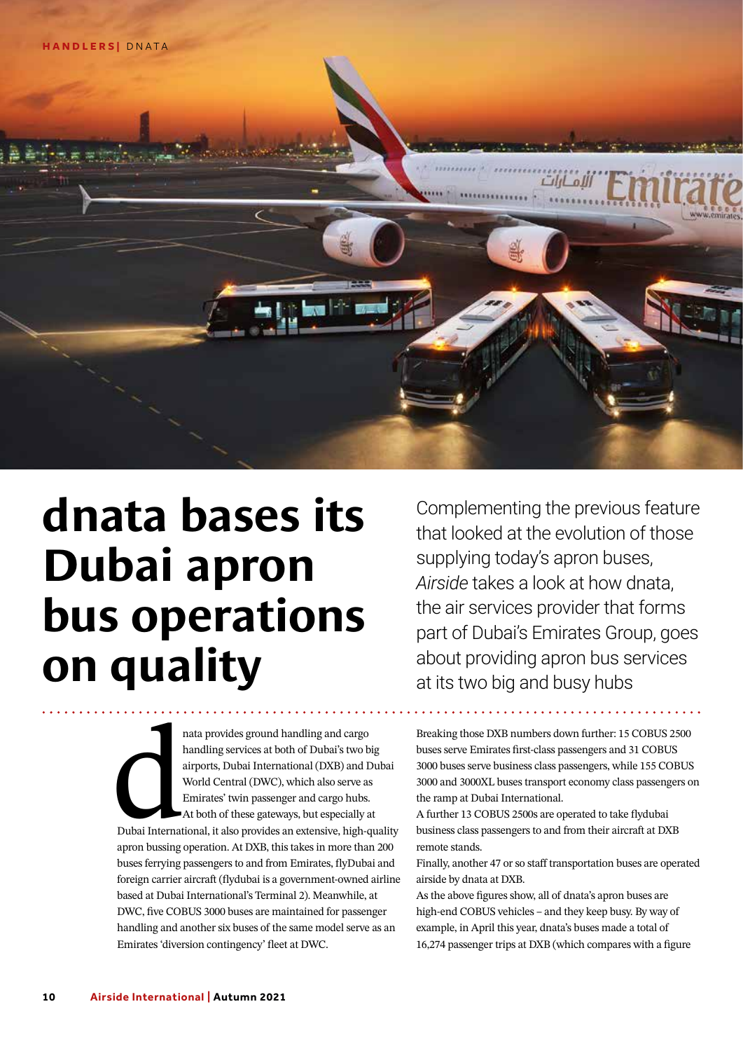# dnata bases its Dubai apron bus operations on quality

Complementing the previous feature that looked at the evolution of those supplying today's apron buses, *Airside* takes a look at how dnata, the air services provider that forms part of Dubai's Emirates Group, goes about providing apron bus services at its two big and busy hubs

dnata provides ground handling and cargo handling services at both of Dubai's two big airports, Dubai International (DXB) and Dubai World Central (DWC), which also serve as Emirates' twin passenger and cargo hubs.

At both of these gateways, but especially at Dubai International, it also provides an extensive, high-quality apron bussing operation. At DXB, this takes in more than 200 buses ferrying passengers to and from Emirates, flyDubai and foreign carrier aircraft (flydubai is a government-owned airline based at Dubai International's Terminal 2). Meanwhile, at DWC, five COBUS 3000 buses are maintained for passenger handling and another six buses of the same model serve as an Emirates 'diversion contingency' fleet at DWC.

Breaking those DXB numbers down further: 15 COBUS 2500 buses serve Emirates first-class passengers and 31 COBUS 3000 buses serve business class passengers, while 155 COBUS 3000 and 3000XL buses transport economy class passengers on the ramp at Dubai International.

A further 13 COBUS 2500s are operated to take flydubai business class passengers to and from their aircraft at DXB remote stands.

Finally, another 47 or so staff transportation buses are operated airside by dnata at DXB.

As the above figures show, all of dnata's apron buses are high-end COBUS vehicles – and they keep busy. By way of example, in April this year, dnata's buses made a total of 16,274 passenger trips at DXB (which compares with a figure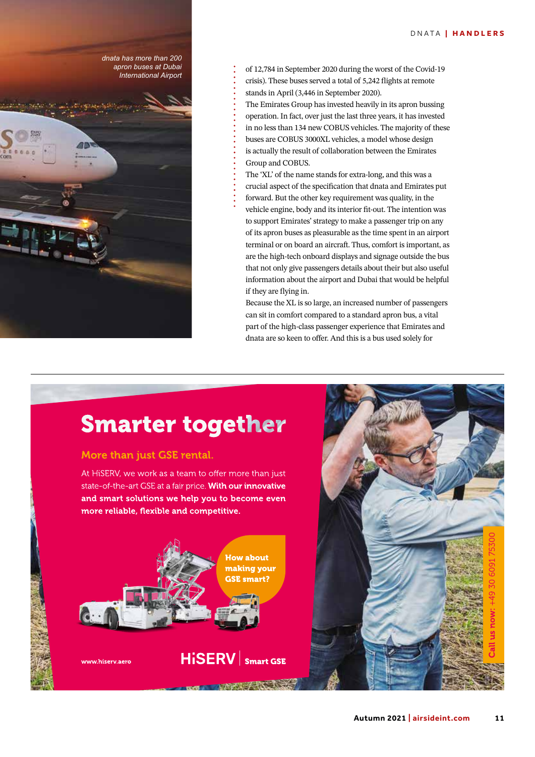*dnata has more than 200 apron buses at Dubai International Airport*

of 12,784 in September 2020 during the worst of the Covid-19 crisis). These buses served a total of 5,242 flights at remote stands in April (3,446 in September 2020).

The Emirates Group has invested heavily in its apron bussing operation. In fact, over just the last three years, it has invested in no less than 134 new COBUS vehicles. The majority of these buses are COBUS 3000XL vehicles, a model whose design is actually the result of collaboration between the Emirates Group and COBUS.

The 'XL' of the name stands for extra-long, and this was a crucial aspect of the specification that dnata and Emirates put forward. But the other key requirement was quality, in the vehicle engine, body and its interior fit-out. The intention was to support Emirates' strategy to make a passenger trip on any of its apron buses as pleasurable as the time spent in an airport terminal or on board an aircraft. Thus, comfort is important, as are the high-tech onboard displays and signage outside the bus that not only give passengers details about their but also useful information about the airport and Dubai that would be helpful if they are flying in.

Because the XL is so large, an increased number of passengers can sit in comfort compared to a standard apron bus, a vital part of the high-class passenger experience that Emirates and dnata are so keen to offer. And this is a bus used solely for

# Smarter together

## More than just GSE rental.

At HiSERV, we work as a team to offer more than just state-of-the-art GSE at a fair price. **With our innovative and smart solutions we help you to become even more reliable, flexible and competitive.**

**How about making your GSE smart?**

www.hiserv.aero

**HiSERV | Smart GSE**

**Call us now: +49 30 6091 75300**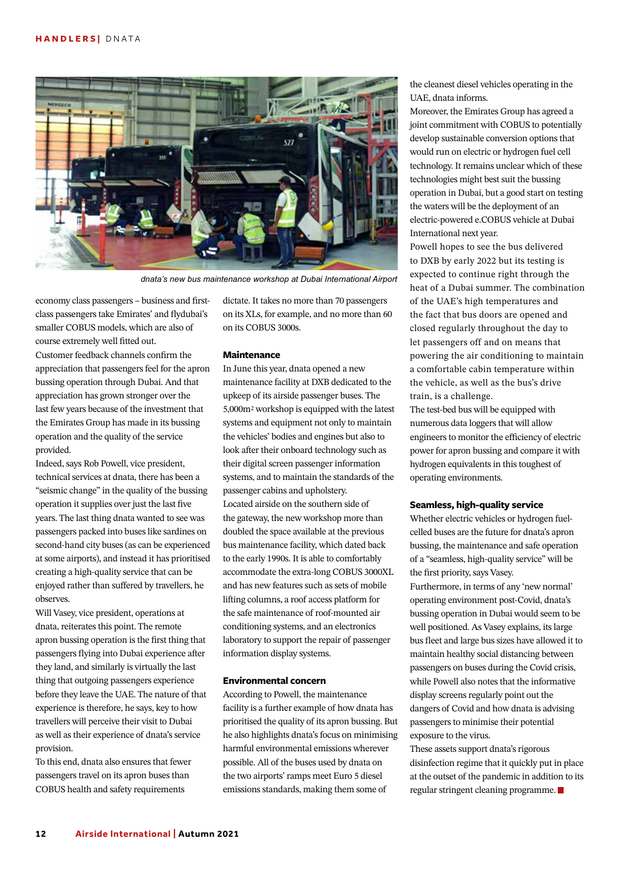dnata's new bus maintenance workshop at Dubai International Airport

economy class passengers – business and first-class passengers take Emirates' and flydubai's smaller COBUS models, which are also of course extremely well fitted out.

Customer feedback channels confirm the appreciation that passengers feel for the apron bussing operation through Dubai. And that appreciation has grown stronger over the last few years because of the investment that the Emirates Group has made in its bussing operation and the quality of the service provided.

Indeed, says Rob Powell, vice president, technical services at dnata, there has been a "seismic change" in the quality of the bussing operation it supplies over just the last five years. The last thing dnata wanted to see was passengers packed into buses like sardines on second-hand city buses (as can be experienced at some airports), and instead it has prioritised creating a high-quality service that can be enjoyed rather than suffered by travellers, he observes.

Will Vasey, vice president, operations at dnata, reiterates this point. The remote apron bussing operation is the first thing that passengers flying into Dubai experience after they land, and similarly is virtually the last thing that outgoing passengers experience before they leave the UAE. The nature of that experience is therefore, he says, key to how travellers will perceive their visit to Dubai as well as their experience of dnata's service provision.

To this end, dnata also ensures that fewer passengers travel on its apron buses than COBUS health and safety requirements dictate. It takes no more than 70 passengers on its XLs, for example, and no more than 60 on its COBUS 3000s.

## Maintenance

In June this year, dnata opened a new maintenance facility at DXB dedicated to the upkeep of its airside passenger buses. The 5,000m² workshop is equipped with the latest systems and equipment not only to maintain the vehicles' bodies and engines but also to look after their onboard technology such as their digital screen passenger information systems, and to maintain the standards of the passenger cabins and upholstery.

Located airside on the southern side of the gateway, the new workshop more than doubled the space available at the previous bus maintenance facility, which dated back to the early 1990s. It is able to comfortably accommodate the extra-long COBUS 3000XL and has new features such as sets of mobile lifting columns, a roof access platform for the safe maintenance of roof-mounted air conditioning systems, and an electronics laboratory to support the repair of passenger information display systems.

## Environmental concern

According to Powell, the maintenance facility is a further example of how dnata has prioritised the quality of its apron bussing. But he also highlights dnata's focus on minimising harmful environmental emissions wherever possible. All of the buses used by dnata on the two airports' ramps meet Euro 5 diesel emissions standards, making them some of the cleanest diesel vehicles operating in the UAE, dnata informs.

Moreover, the Emirates Group has agreed a joint commitment with COBUS to potentially develop sustainable conversion options that would run on electric or hydrogen fuel cell technology. It remains unclear which of these technologies might best suit the bussing operation in Dubai, but a good start on testing the waters will be the deployment of an electric-powered e.COBUS vehicle at Dubai International next year.

Powell hopes to see the bus delivered to DXB by early 2022 but its testing is expected to continue right through the heat of a Dubai summer. The combination of the UAE's high temperatures and the fact that bus doors are opened and closed regularly throughout the day to let passengers off and on means that powering the air conditioning to maintain a comfortable cabin temperature within the vehicle, as well as the bus's drive train, is a challenge.

The test-bed bus will be equipped with numerous data loggers that will allow engineers to monitor the efficiency of electric power for apron bussing and compare it with hydrogen equivalents in this toughest of operating environments.

## Seamless, high-quality service

Whether electric vehicles or hydrogen fuel-celled buses are the future for dnata's apron bussing, the maintenance and safe operation of a "seamless, high-quality service" will be the first priority, says Vasey.

Furthermore, in terms of any 'new normal' operating environment post-Covid, dnata's bussing operation in Dubai would seem to be well positioned. As Vasey explains, its large bus fleet and large bus sizes have allowed it to maintain healthy social distancing between passengers on buses during the Covid crisis, while Powell also notes that the informative display screens regularly point out the dangers of Covid and how dnata is advising passengers to minimise their potential exposure to the virus.

These assets support dnata's rigorous disinfection regime that it quickly put in place at the outset of the pandemic in addition to its regular stringent cleaning programme. ■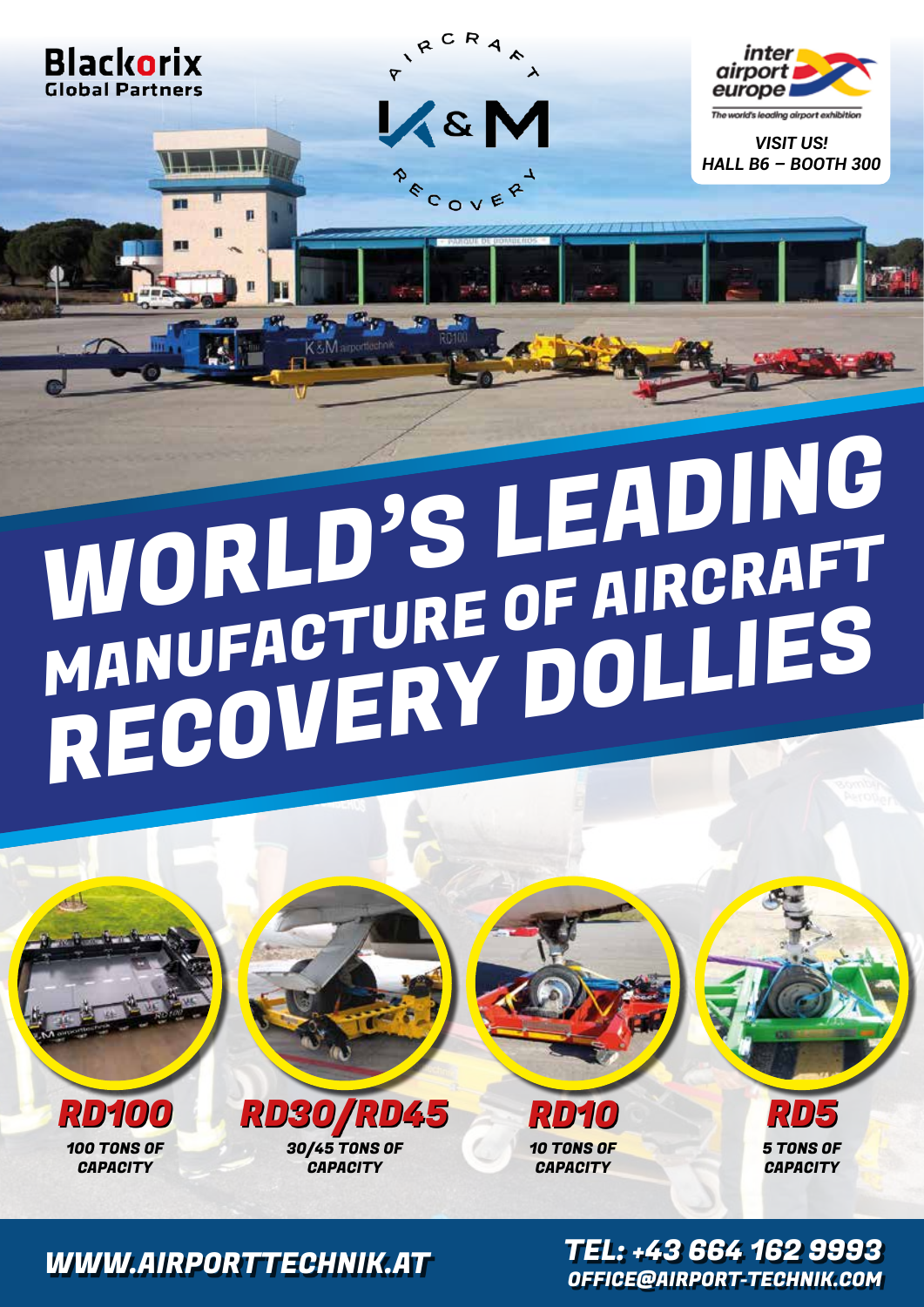Blackorix Global Partners

AIRCRAFT K&M RECOVERY

inter airport europe
The world's leading airport exhibition

VISIT US!
HALL B6 – BOOTH 300

# WORLD'S LEADING MANUFACTURE OF AIRCRAFT RECOVERY DOLLIES

**RD100**
100 TONS OF CAPACITY

**RD30/RD45**
30/45 TONS OF CAPACITY

**RD10**
10 TONS OF CAPACITY

**RD5**
5 TONS OF CAPACITY

WWW.AIRPORTTECHNIK.AT

TEL: +43 664 162 9993
OFFICE@AIRPORT-TECHNIK.COM